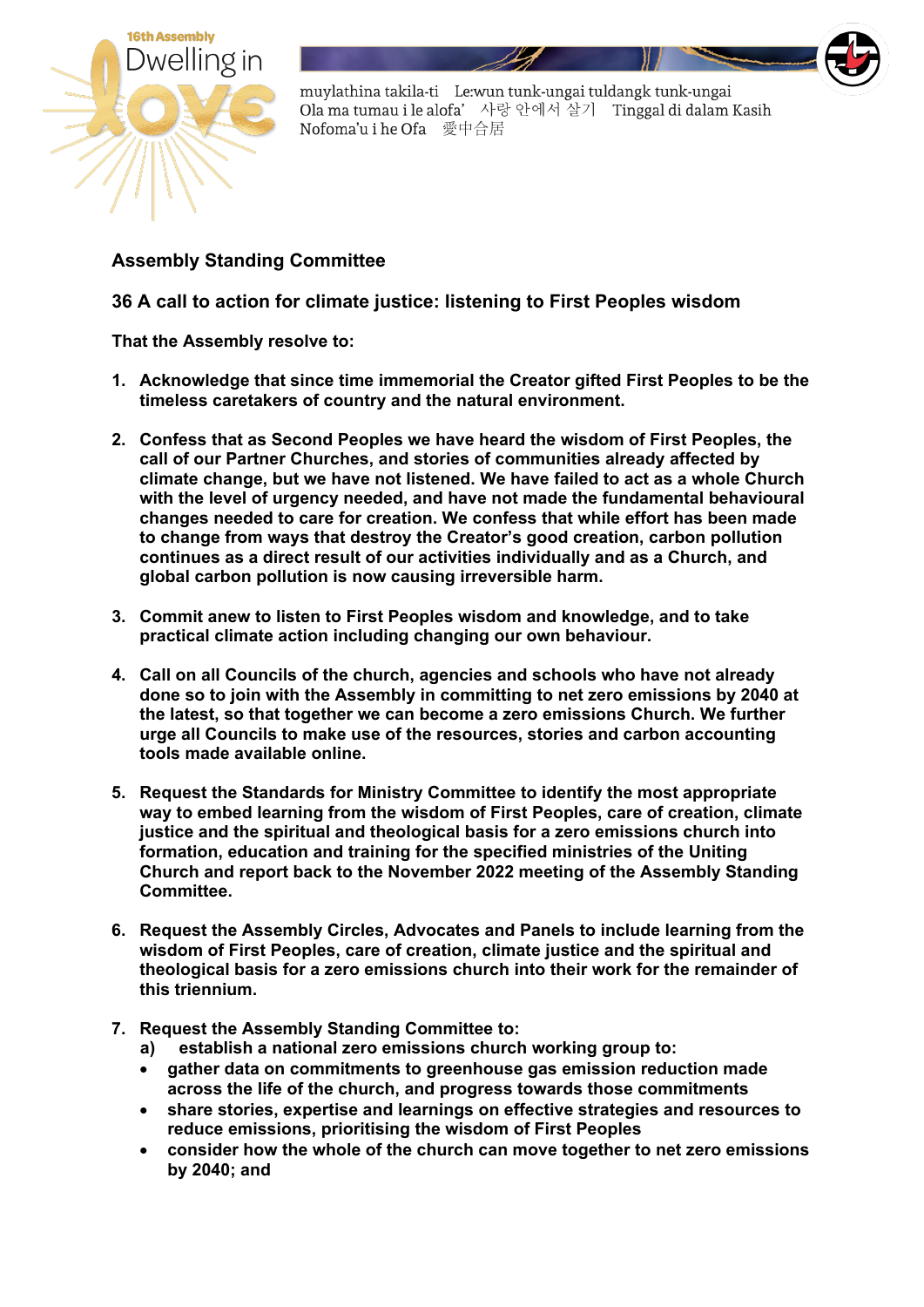16th Assembly Dwelling in Love

muylathina takila-ti Le:wun tunk-ungai tuldangk tunk-ungai
Ola ma tumau i le alofa' 사랑 안에서 살기 Tinggal di dalam Kasih
Nofoma'u i he Ofa 愛中合居

**Assembly Standing Committee**

**36 A call to action for climate justice: listening to First Peoples wisdom**

**That the Assembly resolve to:**

1. **Acknowledge that since time immemorial the Creator gifted First Peoples to be the timeless caretakers of country and the natural environment.**

2. **Confess that as Second Peoples we have heard the wisdom of First Peoples, the call of our Partner Churches, and stories of communities already affected by climate change, but we have not listened. We have failed to act as a whole Church with the level of urgency needed, and have not made the fundamental behavioural changes needed to care for creation. We confess that while effort has been made to change from ways that destroy the Creator's good creation, carbon pollution continues as a direct result of our activities individually and as a Church, and global carbon pollution is now causing irreversible harm.**

3. **Commit anew to listen to First Peoples wisdom and knowledge, and to take practical climate action including changing our own behaviour.**

4. **Call on all Councils of the church, agencies and schools who have not already done so to join with the Assembly in committing to net zero emissions by 2040 at the latest, so that together we can become a zero emissions Church. We further urge all Councils to make use of the resources, stories and carbon accounting tools made available online.**

5. **Request the Standards for Ministry Committee to identify the most appropriate way to embed learning from the wisdom of First Peoples, care of creation, climate justice and the spiritual and theological basis for a zero emissions church into formation, education and training for the specified ministries of the Uniting Church and report back to the November 2022 meeting of the Assembly Standing Committee.**

6. **Request the Assembly Circles, Advocates and Panels to include learning from the wisdom of First Peoples, care of creation, climate justice and the spiritual and theological basis for a zero emissions church into their work for the remainder of this triennium.**

7. **Request the Assembly Standing Committee to:**
   **a) establish a national zero emissions church working group to:**
   - **gather data on commitments to greenhouse gas emission reduction made across the life of the church, and progress towards those commitments**
   - **share stories, expertise and learnings on effective strategies and resources to reduce emissions, prioritising the wisdom of First Peoples**
   - **consider how the whole of the church can move together to net zero emissions by 2040; and**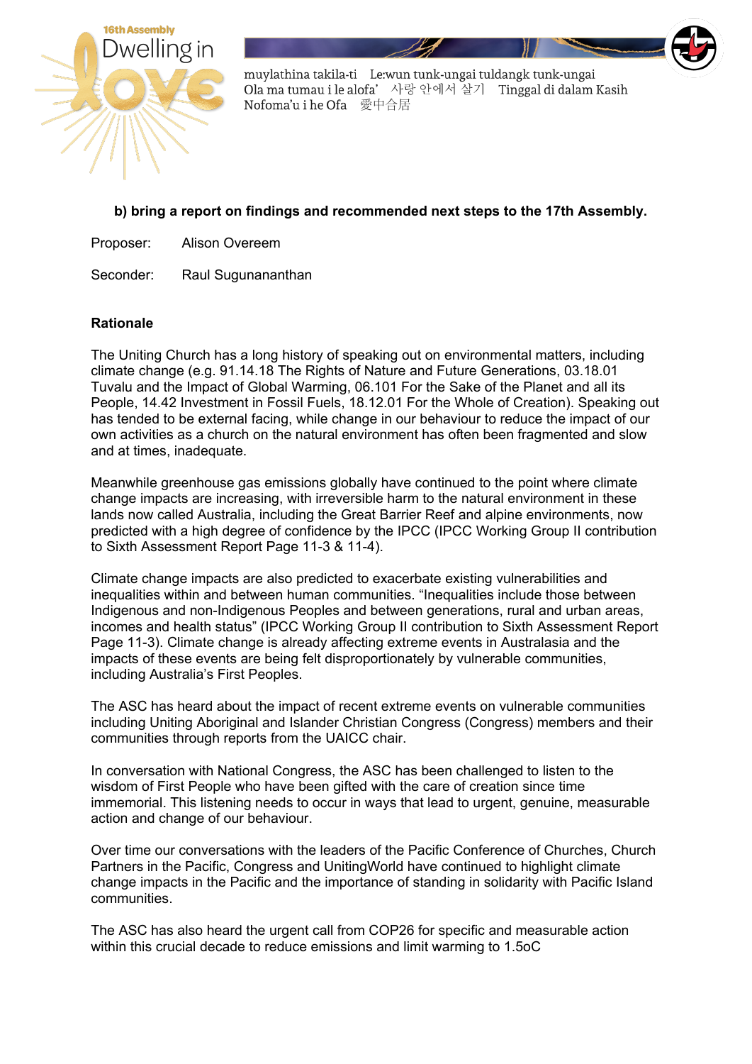b) bring a report on findings and recommended next steps to the 17th Assembly.

Proposer: Alison Overeem

Seconder: Raul Sugunananthan

**Rationale**

The Uniting Church has a long history of speaking out on environmental matters, including climate change (e.g. 91.14.18 The Rights of Nature and Future Generations, 03.18.01 Tuvalu and the Impact of Global Warming, 06.101 For the Sake of the Planet and all its People, 14.42 Investment in Fossil Fuels, 18.12.01 For the Whole of Creation). Speaking out has tended to be external facing, while change in our behaviour to reduce the impact of our own activities as a church on the natural environment has often been fragmented and slow and at times, inadequate.

Meanwhile greenhouse gas emissions globally have continued to the point where climate change impacts are increasing, with irreversible harm to the natural environment in these lands now called Australia, including the Great Barrier Reef and alpine environments, now predicted with a high degree of confidence by the IPCC (IPCC Working Group II contribution to Sixth Assessment Report Page 11-3 & 11-4).

Climate change impacts are also predicted to exacerbate existing vulnerabilities and inequalities within and between human communities. “Inequalities include those between Indigenous and non-Indigenous Peoples and between generations, rural and urban areas, incomes and health status” (IPCC Working Group II contribution to Sixth Assessment Report Page 11-3). Climate change is already affecting extreme events in Australasia and the impacts of these events are being felt disproportionately by vulnerable communities, including Australia’s First Peoples.

The ASC has heard about the impact of recent extreme events on vulnerable communities including Uniting Aboriginal and Islander Christian Congress (Congress) members and their communities through reports from the UAICC chair.

In conversation with National Congress, the ASC has been challenged to listen to the wisdom of First People who have been gifted with the care of creation since time immemorial. This listening needs to occur in ways that lead to urgent, genuine, measurable action and change of our behaviour.

Over time our conversations with the leaders of the Pacific Conference of Churches, Church Partners in the Pacific, Congress and UnitingWorld have continued to highlight climate change impacts in the Pacific and the importance of standing in solidarity with Pacific Island communities.

The ASC has also heard the urgent call from COP26 for specific and measurable action within this crucial decade to reduce emissions and limit warming to 1.5oC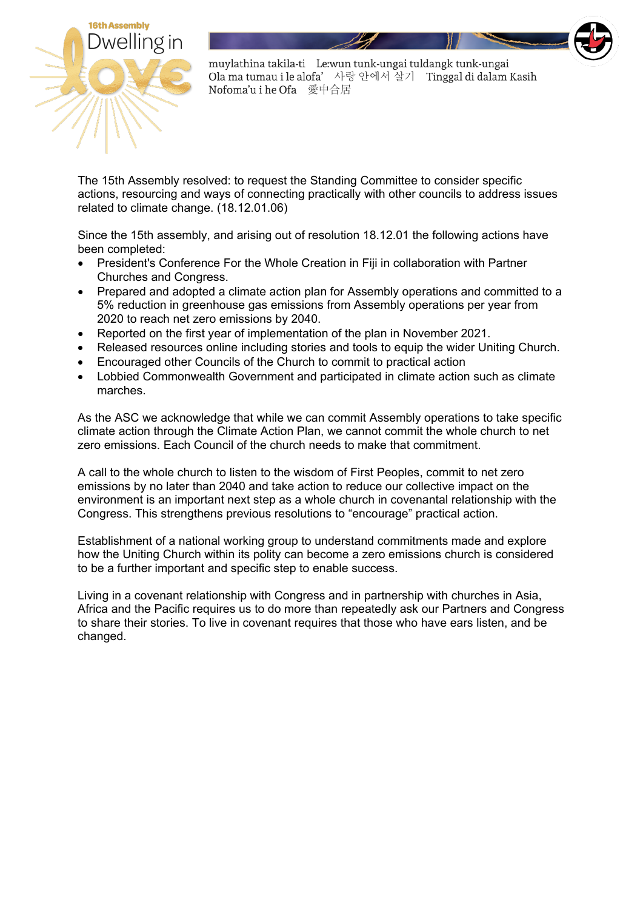The 15th Assembly resolved: to request the Standing Committee to consider specific actions, resourcing and ways of connecting practically with other councils to address issues related to climate change. (18.12.01.06)

Since the 15th assembly, and arising out of resolution 18.12.01 the following actions have been completed:

- President's Conference For the Whole Creation in Fiji in collaboration with Partner Churches and Congress.
- Prepared and adopted a climate action plan for Assembly operations and committed to a 5% reduction in greenhouse gas emissions from Assembly operations per year from 2020 to reach net zero emissions by 2040.
- Reported on the first year of implementation of the plan in November 2021.
- Released resources online including stories and tools to equip the wider Uniting Church.
- Encouraged other Councils of the Church to commit to practical action
- Lobbied Commonwealth Government and participated in climate action such as climate marches.

As the ASC we acknowledge that while we can commit Assembly operations to take specific climate action through the Climate Action Plan, we cannot commit the whole church to net zero emissions. Each Council of the church needs to make that commitment.

A call to the whole church to listen to the wisdom of First Peoples, commit to net zero emissions by no later than 2040 and take action to reduce our collective impact on the environment is an important next step as a whole church in covenantal relationship with the Congress. This strengthens previous resolutions to "encourage" practical action.

Establishment of a national working group to understand commitments made and explore how the Uniting Church within its polity can become a zero emissions church is considered to be a further important and specific step to enable success.

Living in a covenant relationship with Congress and in partnership with churches in Asia, Africa and the Pacific requires us to do more than repeatedly ask our Partners and Congress to share their stories. To live in covenant requires that those who have ears listen, and be changed.